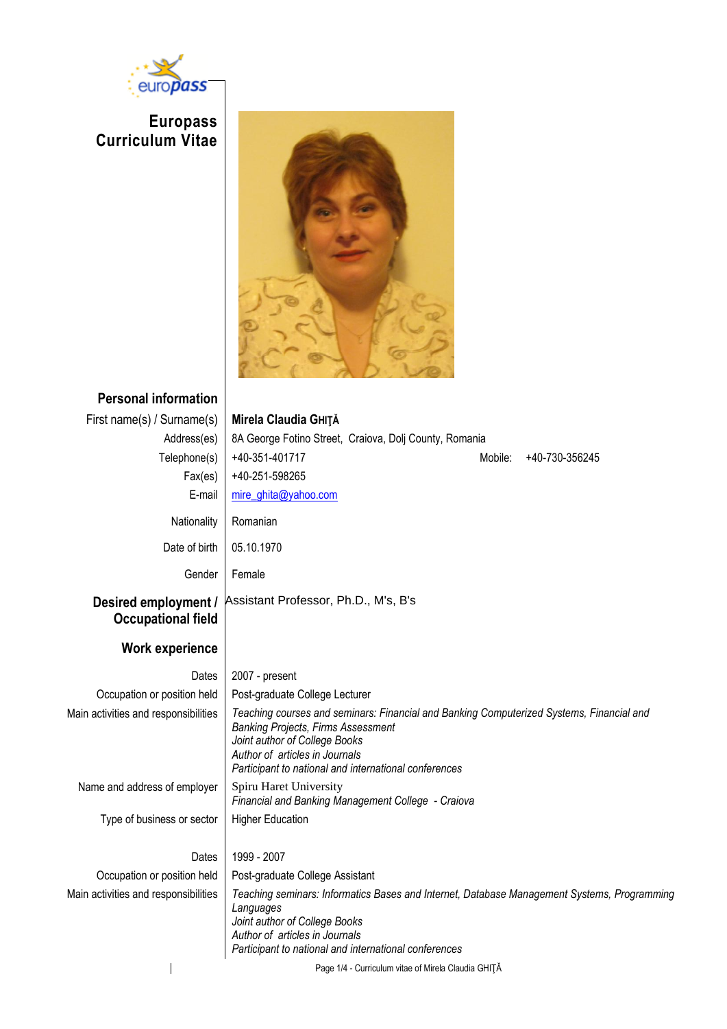# Europass Curriculum Vitae

## Personal information

| | |
|---|---|
| First name(s) / Surname(s) | **Mirela Claudia GHIȚĂ** |
| Address(es) | 8A George Fotino Street, Craiova, Dolj County, Romania |
| Telephone(s) | +40-351-401717 Mobile: +40-730-356245 |
| Fax(es) | +40-251-598265 |
| E-mail | mire_ghita@yahoo.com |
| Nationality | Romanian |
| Date of birth | 05.10.1970 |
| Gender | Female |

## Desired employment / Occupational field

Assistant Professor, Ph.D., M's, B's

## Work experience

| | |
|---|---|
| Dates | 2007 - present |
| Occupation or position held | Post-graduate College Lecturer |
| Main activities and responsibilities | *Teaching courses and seminars: Financial and Banking Computerized Systems, Financial and Banking Projects, Firms Assessment*<br>*Joint author of College Books*<br>*Author of articles in Journals*<br>*Participant to national and international conferences* |
| Name and address of employer | Spiru Haret University<br>*Financial and Banking Management College - Craiova* |
| Type of business or sector | Higher Education |

| | |
|---|---|
| Dates | 1999 - 2007 |
| Occupation or position held | Post-graduate College Assistant |
| Main activities and responsibilities | *Teaching seminars: Informatics Bases and Internet, Database Management Systems, Programming Languages*<br>*Joint author of College Books*<br>*Author of articles in Journals*<br>*Participant to national and international conferences* |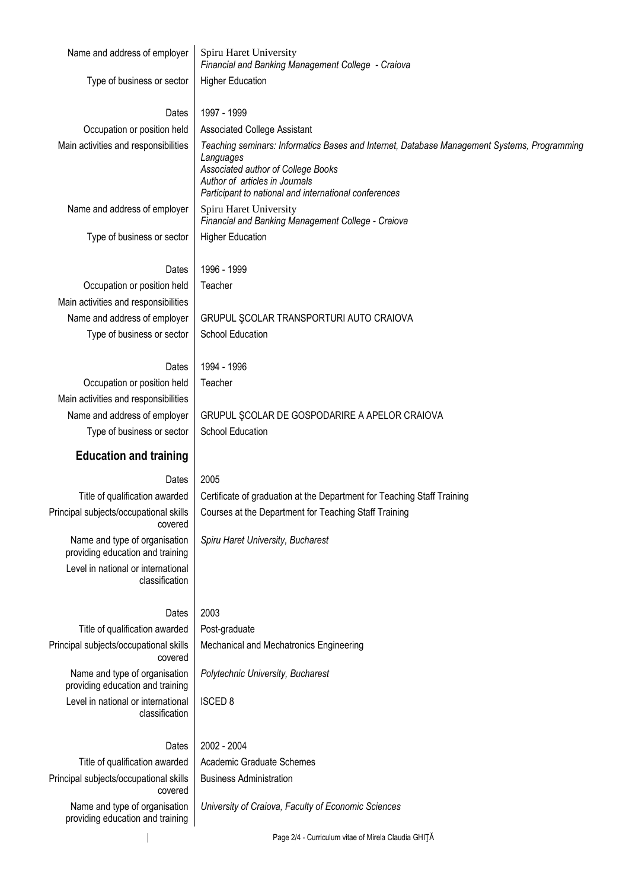| | |
|---|---|
| Name and address of employer | Spiru Haret University<br>*Financial and Banking Management College - Craiova* |
| Type of business or sector | Higher Education |
| | |
| Dates | 1997 - 1999 |
| Occupation or position held | Associated College Assistant |
| Main activities and responsibilities | *Teaching seminars: Informatics Bases and Internet, Database Management Systems, Programming Languages*<br>*Associated author of College Books*<br>*Author of articles in Journals*<br>*Participant to national and international conferences* |
| Name and address of employer | Spiru Haret University<br>*Financial and Banking Management College - Craiova* |
| Type of business or sector | Higher Education |
| | |
| Dates | 1996 - 1999 |
| Occupation or position held | Teacher |
| Main activities and responsibilities | |
| Name and address of employer | GRUPUL ŞCOLAR TRANSPORTURI AUTO CRAIOVA |
| Type of business or sector | School Education |
| | |
| Dates | 1994 - 1996 |
| Occupation or position held | Teacher |
| Main activities and responsibilities | |
| Name and address of employer | GRUPUL ŞCOLAR DE GOSPODARIRE A APELOR CRAIOVA |
| Type of business or sector | School Education |

## Education and training

| | |
|---|---|
| Dates | 2005 |
| Title of qualification awarded | Certificate of graduation at the Department for Teaching Staff Training |
| Principal subjects/occupational skills covered | Courses at the Department for Teaching Staff Training |
| Name and type of organisation providing education and training | *Spiru Haret University, Bucharest* |
| Level in national or international classification | |
| | |
| Dates | 2003 |
| Title of qualification awarded | Post-graduate |
| Principal subjects/occupational skills covered | Mechanical and Mechatronics Engineering |
| Name and type of organisation providing education and training | *Polytechnic University, Bucharest* |
| Level in national or international classification | ISCED 8 |
| | |
| Dates | 2002 - 2004 |
| Title of qualification awarded | Academic Graduate Schemes |
| Principal subjects/occupational skills covered | Business Administration |
| Name and type of organisation providing education and training | *University of Craiova, Faculty of Economic Sciences* |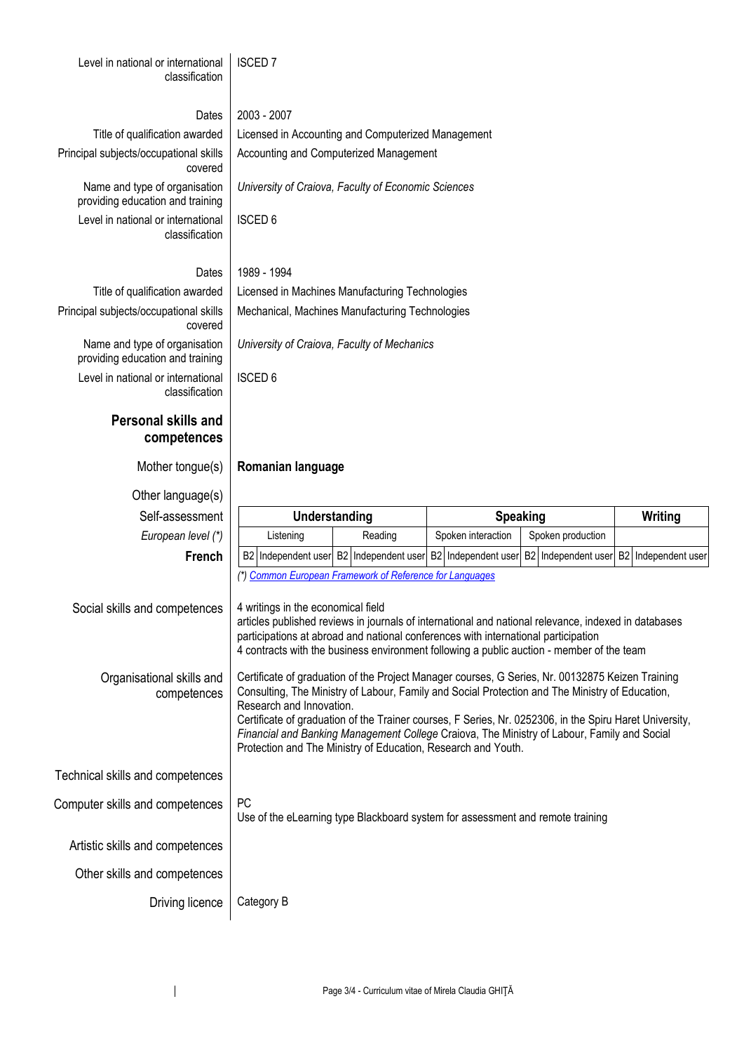| | |
|---|---|
| Level in national or international classification | ISCED 7 |
| | |
| Dates | 2003 - 2007 |
| Title of qualification awarded | Licensed in Accounting and Computerized Management |
| Principal subjects/occupational skills covered | Accounting and Computerized Management |
| Name and type of organisation providing education and training | *University of Craiova, Faculty of Economic Sciences* |
| Level in national or international classification | ISCED 6 |
| | |
| Dates | 1989 - 1994 |
| Title of qualification awarded | Licensed in Machines Manufacturing Technologies |
| Principal subjects/occupational skills covered | Mechanical, Machines Manufacturing Technologies |
| Name and type of organisation providing education and training | *University of Craiova, Faculty of Mechanics* |
| Level in national or international classification | ISCED 6 |

## Personal skills and competences

**Mother tongue(s):** **Romanian language**

**Other language(s)**

| Self-assessment | Understanding | | | | Speaking | | | | Writing | |
|---|---|---|---|---|---|---|---|---|---|---|
| *European level (\*)* | Listening | | Reading | | Spoken interaction | | Spoken production | | | |
| **French** | B2 | Independent user | B2 | Independent user | B2 | Independent user | B2 | Independent user | B2 | Independent user |

(\*) *Common European Framework of Reference for Languages*

| | |
|---|---|
| Social skills and competences | 4 writings in the economical field<br>articles published reviews in journals of international and national relevance, indexed in databases<br>participations at abroad and national conferences with international participation<br>4 contracts with the business environment following a public auction - member of the team |
| Organisational skills and competences | Certificate of graduation of the Project Manager courses, G Series, Nr. 00132875 Keizen Training Consulting, The Ministry of Labour, Family and Social Protection and The Ministry of Education, Research and Innovation.<br>Certificate of graduation of the Trainer courses, F Series, Nr. 0252306, in the Spiru Haret University, *Financial and Banking Management College* Craiova, The Ministry of Labour, Family and Social Protection and The Ministry of Education, Research and Youth. |
| Technical skills and competences | |
| Computer skills and competences | PC<br>Use of the eLearning type Blackboard system for assessment and remote training |
| Artistic skills and competences | |
| Other skills and competences | |
| Driving licence | Category B |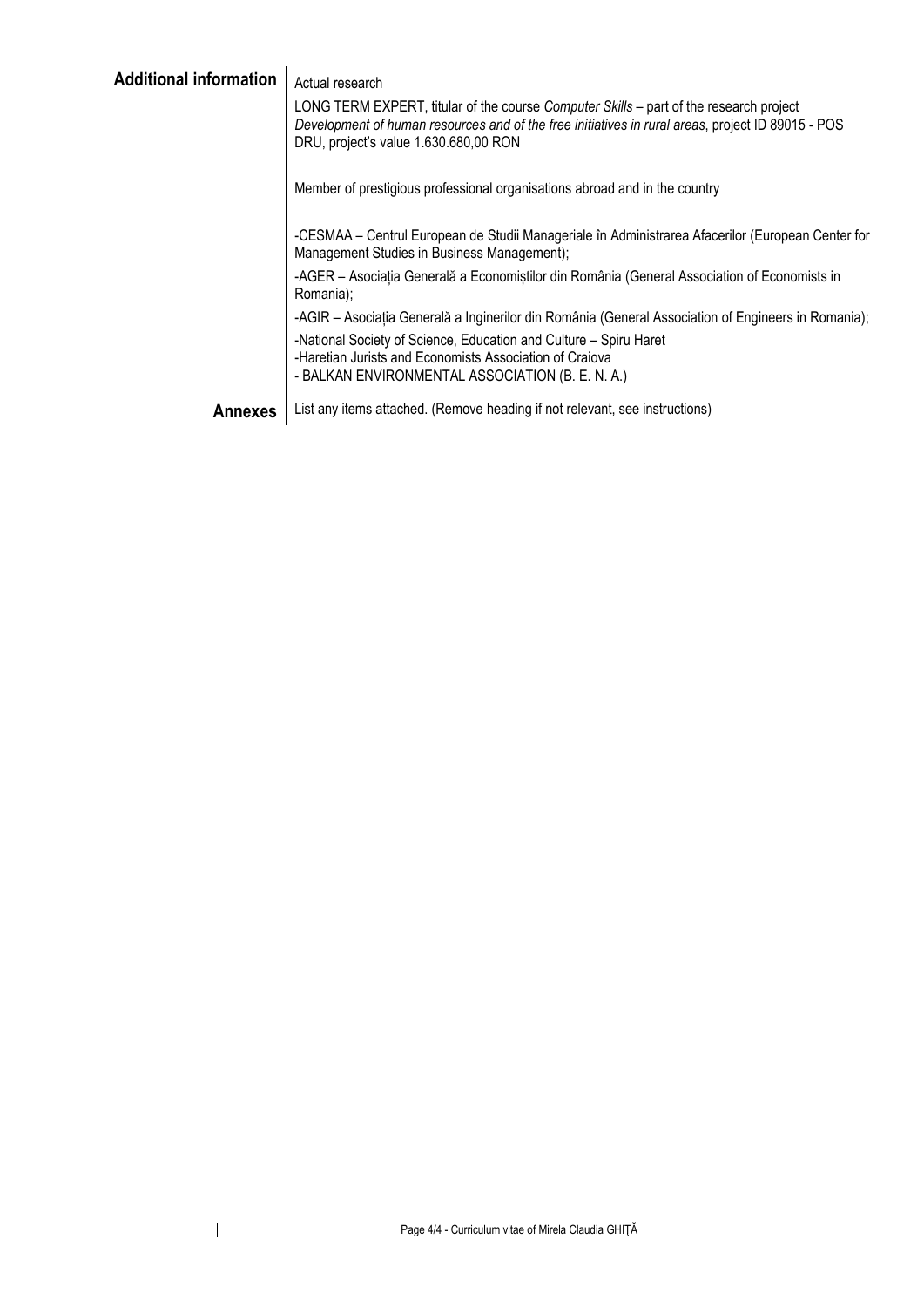## Additional information

Actual research

LONG TERM EXPERT, titular of the course *Computer Skills* – part of the research project *Development of human resources and of the free initiatives in rural areas*, project ID 89015 - POS DRU, project's value 1.630.680,00 RON

Member of prestigious professional organisations abroad and in the country

-CESMAA – Centrul European de Studii Manageriale în Administrarea Afacerilor (European Center for Management Studies in Business Management);

-AGER – Asociația Generală a Economiștilor din România (General Association of Economists in Romania);

-AGIR – Asociația Generală a Inginerilor din România (General Association of Engineers in Romania);

-National Society of Science, Education and Culture – Spiru Haret
-Haretian Jurists and Economists Association of Craiova
- BALKAN ENVIRONMENTAL ASSOCIATION (B. E. N. A.)

## Annexes

List any items attached. (Remove heading if not relevant, see instructions)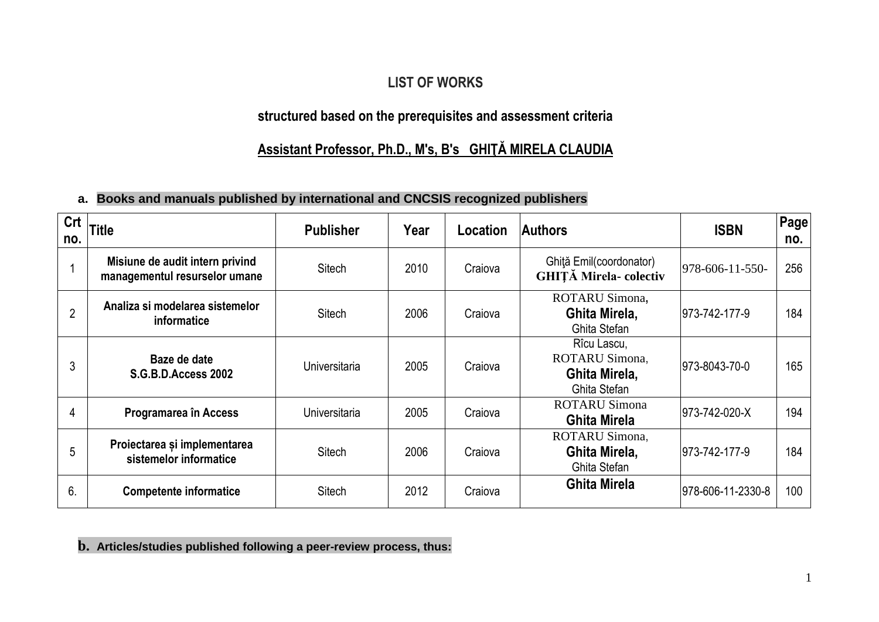# LIST OF WORKS

## structured based on the prerequisites and assessment criteria

## Assistant Professor, Ph.D., M's, B's   GHIŢĂ MIRELA CLAUDIA

**a. Books and manuals published by international and CNCSIS recognized publishers**

| Crt no. | Title | Publisher | Year | Location | Authors | ISBN | Page no. |
|---|---|---|---|---|---|---|---|
| 1 | **Misiune de audit intern privind managementul resurselor umane** | Sitech | 2010 | Craiova | Ghiţă Emil(coordonator) **GHIȚĂ Mirela- colectiv** | 978-606-11-550- | 256 |
| 2 | **Analiza si modelarea sistemelor informatice** | Sitech | 2006 | Craiova | ROTARU Simona, **Ghita Mirela,** Ghita Stefan | 973-742-177-9 | 184 |
| 3 | **Baze de date S.G.B.D.Access 2002** | Universitaria | 2005 | Craiova | Rîcu Lascu, ROTARU Simona, **Ghita Mirela,** Ghita Stefan | 973-8043-70-0 | 165 |
| 4 | **Programarea în Access** | Universitaria | 2005 | Craiova | ROTARU Simona **Ghita Mirela** | 973-742-020-X | 194 |
| 5 | **Proiectarea și implementarea sistemelor informatice** | Sitech | 2006 | Craiova | ROTARU Simona, **Ghita Mirela,** Ghita Stefan | 973-742-177-9 | 184 |
| 6. | **Competente informatice** | Sitech | 2012 | Craiova | **Ghita Mirela** | 978-606-11-2330-8 | 100 |

**b. Articles/studies published following a peer-review process, thus:**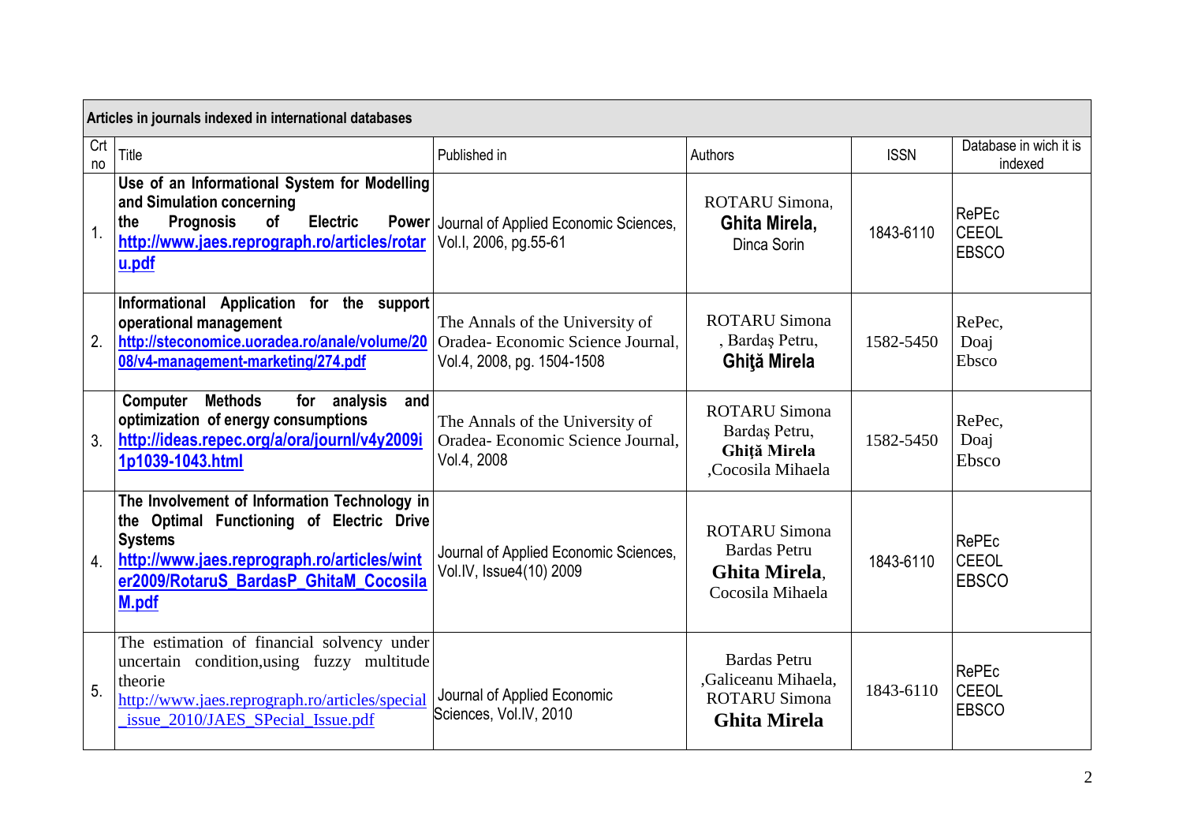| Articles in journals indexed in international databases | | | | | |
|---|---|---|---|---|---|
| Crt no | Title | Published in | Authors | ISSN | Database in wich it is indexed |
| 1. | **Use of an Informational System for Modelling and Simulation concerning the Prognosis of Electric Power** **http://www.jaes.reprograph.ro/articles/rotaru.pdf** | Journal of Applied Economic Sciences, Vol.I, 2006, pg.55-61 | ROTARU Simona, **Ghita Mirela,** Dinca Sorin | 1843-6110 | RePEc CEEOL EBSCO |
| 2. | **Informational Application for the support operational management** **http://steconomice.uoradea.ro/anale/volume/2008/v4-management-marketing/274.pdf** | The Annals of the University of Oradea- Economic Science Journal, Vol.4, 2008, pg. 1504-1508 | ROTARU Simona , Bardaş Petru, **Ghiţă Mirela** | 1582-5450 | RePec, Doaj Ebsco |
| 3. | **Computer Methods for analysis and optimization of energy consumptions** **http://ideas.repec.org/a/ora/journl/v4y2009i1p1039-1043.html** | The Annals of the University of Oradea- Economic Science Journal, Vol.4, 2008 | ROTARU Simona Bardaş Petru, **Ghiţă Mirela** ,Cocosila Mihaela | 1582-5450 | RePec, Doaj Ebsco |
| 4. | **The Involvement of Information Technology in the Optimal Functioning of Electric Drive Systems** **http://www.jaes.reprograph.ro/articles/winter2009/RotaruS_BardasP_GhitaM_CocosilaM.pdf** | Journal of Applied Economic Sciences, Vol.IV, Issue4(10) 2009 | ROTARU Simona Bardas Petru **Ghita Mirela**, Cocosila Mihaela | 1843-6110 | RePEc CEEOL EBSCO |
| 5. | The estimation of financial solvency under uncertain condition,using fuzzy multitude theorie http://www.jaes.reprograph.ro/articles/special_issue_2010/JAES_SPecial_Issue.pdf | Journal of Applied Economic Sciences, Vol.IV, 2010 | Bardas Petru ,Galiceanu Mihaela, ROTARU Simona **Ghita Mirela** | 1843-6110 | RePEc CEEOL EBSCO |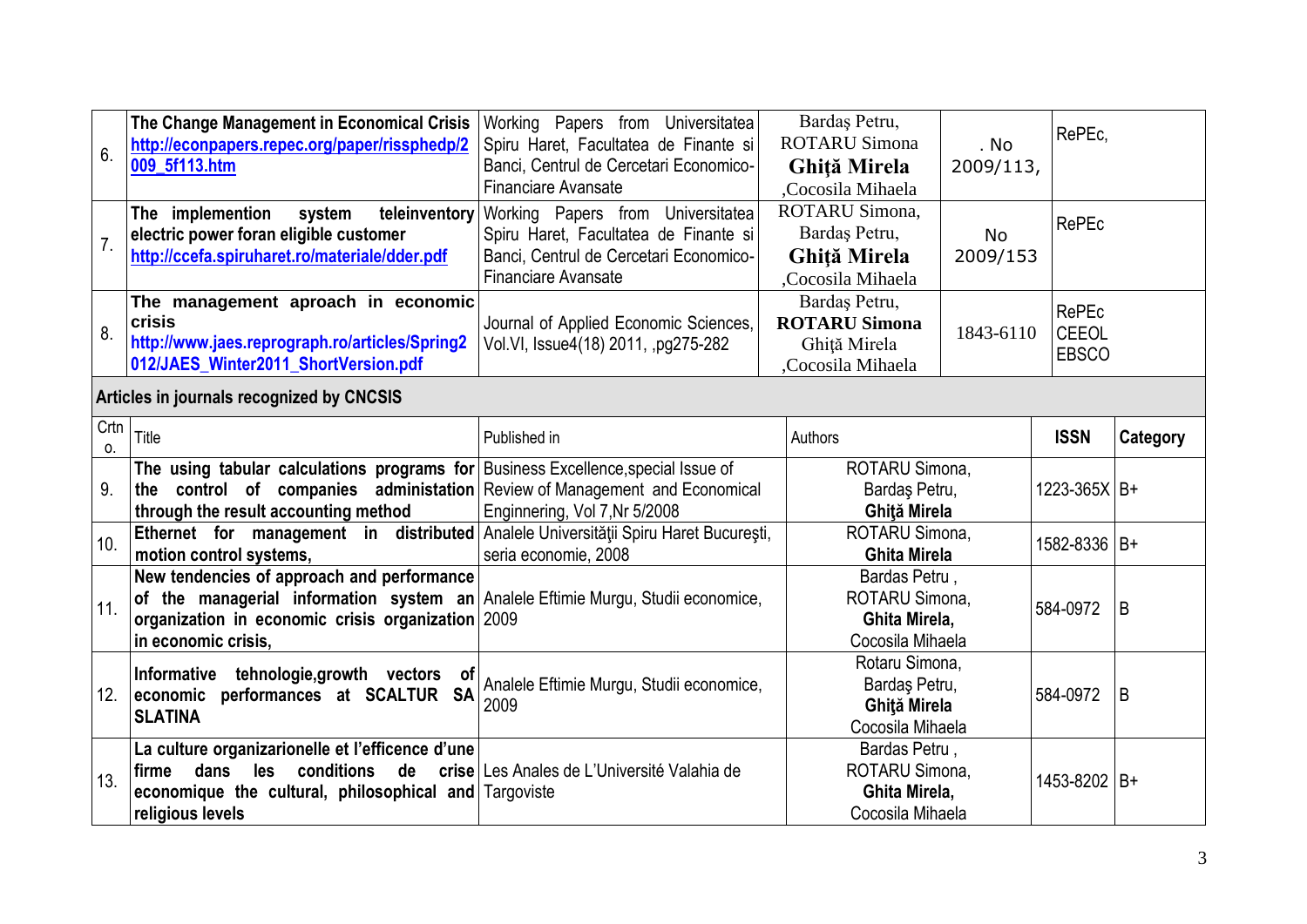| | | | | | |
|---|---|---|---|---|---|
| 6. | **The Change Management in Economical Crisis** **http://econpapers.repec.org/paper/rissphedp/2009_5f113.htm** | Working Papers from Universitatea Spiru Haret, Facultatea de Finante si Banci, Centrul de Cercetari Economico-Financiare Avansate | Bardaş Petru, ROTARU Simona **Ghiţă Mirela** ,Cocosila Mihaela | . No 2009/113, | RePEc, |
| 7. | **The implemention system teleinventory electric power foran eligible customer** **http://ccefa.spiruharet.ro/materiale/dder.pdf** | Working Papers from Universitatea Spiru Haret, Facultatea de Finante si Banci, Centrul de Cercetari Economico-Financiare Avansate | ROTARU Simona, Bardaş Petru, **Ghiţă Mirela** ,Cocosila Mihaela | No 2009/153 | RePEc |
| 8. | **The management aproach in economic crisis** **http://www.jaes.reprograph.ro/articles/Spring2012/JAES_Winter2011_ShortVersion.pdf** | Journal of Applied Economic Sciences, Vol.VI, Issue4(18) 2011, ,pg275-282 | Bardaş Petru, **ROTARU Simona** Ghiţă Mirela ,Cocosila Mihaela | 1843-6110 | RePEc CEEOL EBSCO |

**Articles in journals recognized by CNCSIS**

| Crtno. | Title | Published in | Authors | ISSN | Category |
|---|---|---|---|---|---|
| 9. | **The using tabular calculations programs for the control of companies administation through the result accounting method** | Business Excellence,special Issue of Review of Management and Economical Enginnering, Vol 7,Nr 5/2008 | ROTARU Simona, Bardaş Petru, **Ghiţă Mirela** | 1223-365X | B+ |
| 10. | **Ethernet for management in distributed motion control systems,** | Analele Universităţii Spiru Haret Bucureşti, seria economie, 2008 | ROTARU Simona, **Ghita Mirela** | 1582-8336 | B+ |
| 11. | **New tendencies of approach and performance of the managerial information system an organization in economic crisis organization in economic crisis,** | Analele Eftimie Murgu, Studii economice, 2009 | Bardas Petru , ROTARU Simona, **Ghita Mirela,** Cocosila Mihaela | 584-0972 | B |
| 12. | **Informative tehnologie,growth vectors of economic performances at SCALTUR SA SLATINA** | Analele Eftimie Murgu, Studii economice, 2009 | Rotaru Simona, Bardaş Petru, **Ghiţă Mirela** Cocosila Mihaela | 584-0972 | B |
| 13. | **La culture organizarionelle et l'efficence d'une firme dans les conditions de crise economique the cultural, philosophical and religious levels** | Les Anales de L'Université Valahia de Targoviste | Bardas Petru , ROTARU Simona, **Ghita Mirela,** Cocosila Mihaela | 1453-8202 | B+ |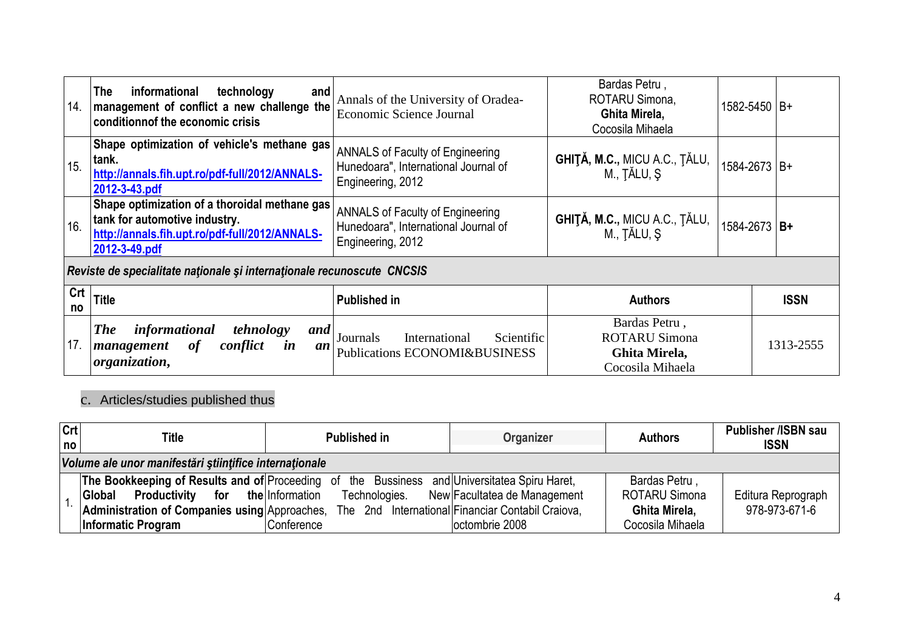| | | | | | |
|---|---|---|---|---|---|
| 14. | **The informational technology and management of conflict a new challenge the conditionnof the economic crisis** | Annals of the University of Oradea-Economic Science Journal | Bardas Petru , ROTARU Simona, **Ghita Mirela,** Cocosila Mihaela | 1582-5450 | B+ |
| 15. | **Shape optimization of vehicle's methane gas tank. [http://annals.fih.upt.ro/pdf-full/2012/ANNALS-2012-3-43.pdf](http://annals.fih.upt.ro/pdf-full/2012/ANNALS-2012-3-43.pdf)** | ANNALS of Faculty of Engineering Hunedoara", International Journal of Engineering, 2012 | **GHIŢĂ, M.C.,** MICU A.C., ŢĂLU, M., ŢĂLU, Ş | 1584-2673 | B+ |
| 16. | **Shape optimization of a thoroidal methane gas tank for automotive industry. [http://annals.fih.upt.ro/pdf-full/2012/ANNALS-2012-3-49.pdf](http://annals.fih.upt.ro/pdf-full/2012/ANNALS-2012-3-49.pdf)** | ANNALS of Faculty of Engineering Hunedoara", International Journal of Engineering, 2012 | **GHIŢĂ, M.C.,** MICU A.C., ŢĂLU, M., ŢĂLU, Ş | 1584-2673 | **B+** |

***Reviste de specialitate naţionale şi internaţionale recunoscute CNCSIS***

| Crt no | Title | Published in | Authors | ISSN |
|---|---|---|---|---|
| 17. | ***The informational tehnology and management of conflict in an organization,*** | Journals International Scientific Publications ECONOMI&BUSINESS | Bardas Petru , ROTARU Simona **Ghita Mirela,** Cocosila Mihaela | 1313-2555 |

c. Articles/studies published thus

| Crt no | Title | Published in | Organizer | Authors | Publisher /ISBN sau ISSN |
|---|---|---|---|---|---|
| ***Volume ale unor manifestări ştiinţifice internaţionale*** | | | | | |
| 1. | **The Bookkeeping of Results and of Global Productivity for the Administration of Companies using Informatic Program** | Proceeding of the Bussiness and Information Technologies. New Approaches, The 2nd International Conference | Universitatea Spiru Haret, Facultatea de Management Financiar Contabil Craiova, octombrie 2008 | Bardas Petru , ROTARU Simona **Ghita Mirela,** Cocosila Mihaela | Editura Reprograph 978-973-671-6 |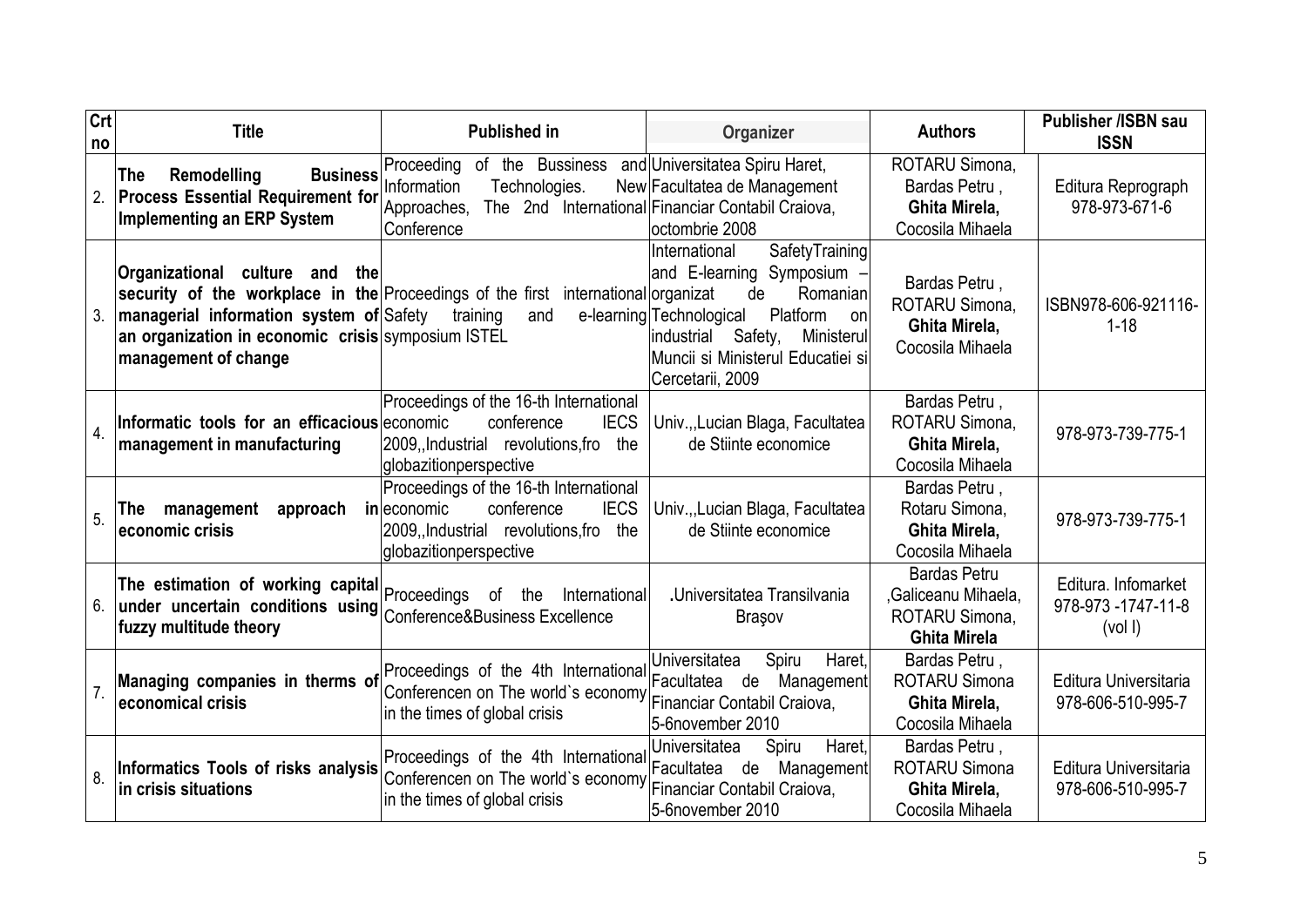| Crt no | Title | Published in | Organizer | Authors | Publisher /ISBN sau ISSN |
|---|---|---|---|---|---|
| 2. | **The Remodelling Business Process Essential Requirement for Implementing an ERP System** | Proceeding of the Bussiness Information Technologies. New Approaches, The 2nd International Conference | Universitatea Spiru Haret, Facultatea de Management Financiar Contabil Craiova, octombrie 2008 | ROTARU Simona, Bardas Petru , **Ghita Mirela,** Cocosila Mihaela | Editura Reprograph 978-973-671-6 |
| 3. | **Organizational culture and the security of the workplace in the managerial information system of an organization in economic crisis management of change** | Proceedings of the first international Safety training and e-learning symposium ISTEL | International SafetyTraining and E-learning Symposium – organizat de Romanian Technological Platform on industrial Safety, Ministerul Muncii si Ministerul Educatiei si Cercetarii, 2009 | Bardas Petru , ROTARU Simona, **Ghita Mirela,** Cocosila Mihaela | ISBN978-606-921116-1-18 |
| 4. | **Informatic tools for an efficacious management in manufacturing** | Proceedings of the 16-th International economic conference IECS 2009,,Industrial revolutions,fro the globazitionperspective | Univ.,,Lucian Blaga, Facultatea de Stiinte economice | Bardas Petru , ROTARU Simona, **Ghita Mirela,** Cocosila Mihaela | 978-973-739-775-1 |
| 5. | **The management approach in economic crisis** | Proceedings of the 16-th International economic conference IECS 2009,,Industrial revolutions,fro the globazitionperspective | Univ.,,Lucian Blaga, Facultatea de Stiinte economice | Bardas Petru , Rotaru Simona, **Ghita Mirela,** Cocosila Mihaela | 978-973-739-775-1 |
| 6. | **The estimation of working capital under uncertain conditions using fuzzy multitude theory** | Proceedings of the International Conference&Business Excellence | .Universitatea Transilvania Braşov | Bardas Petru ,Galiceanu Mihaela, ROTARU Simona, **Ghita Mirela** | Editura. Infomarket 978-973 -1747-11-8 (vol I) |
| 7. | **Managing companies in therms of economical crisis** | Proceedings of the 4th International Conferencen on The world`s economy in the times of global crisis | Universitatea Spiru Haret, Facultatea de Management Financiar Contabil Craiova, 5-6november 2010 | Bardas Petru , ROTARU Simona **Ghita Mirela,** Cocosila Mihaela | Editura Universitaria 978-606-510-995-7 |
| 8. | **Informatics Tools of risks analysis in crisis situations** | Proceedings of the 4th International Conferencen on The world`s economy in the times of global crisis | Universitatea Spiru Haret, Facultatea de Management Financiar Contabil Craiova, 5-6november 2010 | Bardas Petru , ROTARU Simona **Ghita Mirela,** Cocosila Mihaela | Editura Universitaria 978-606-510-995-7 |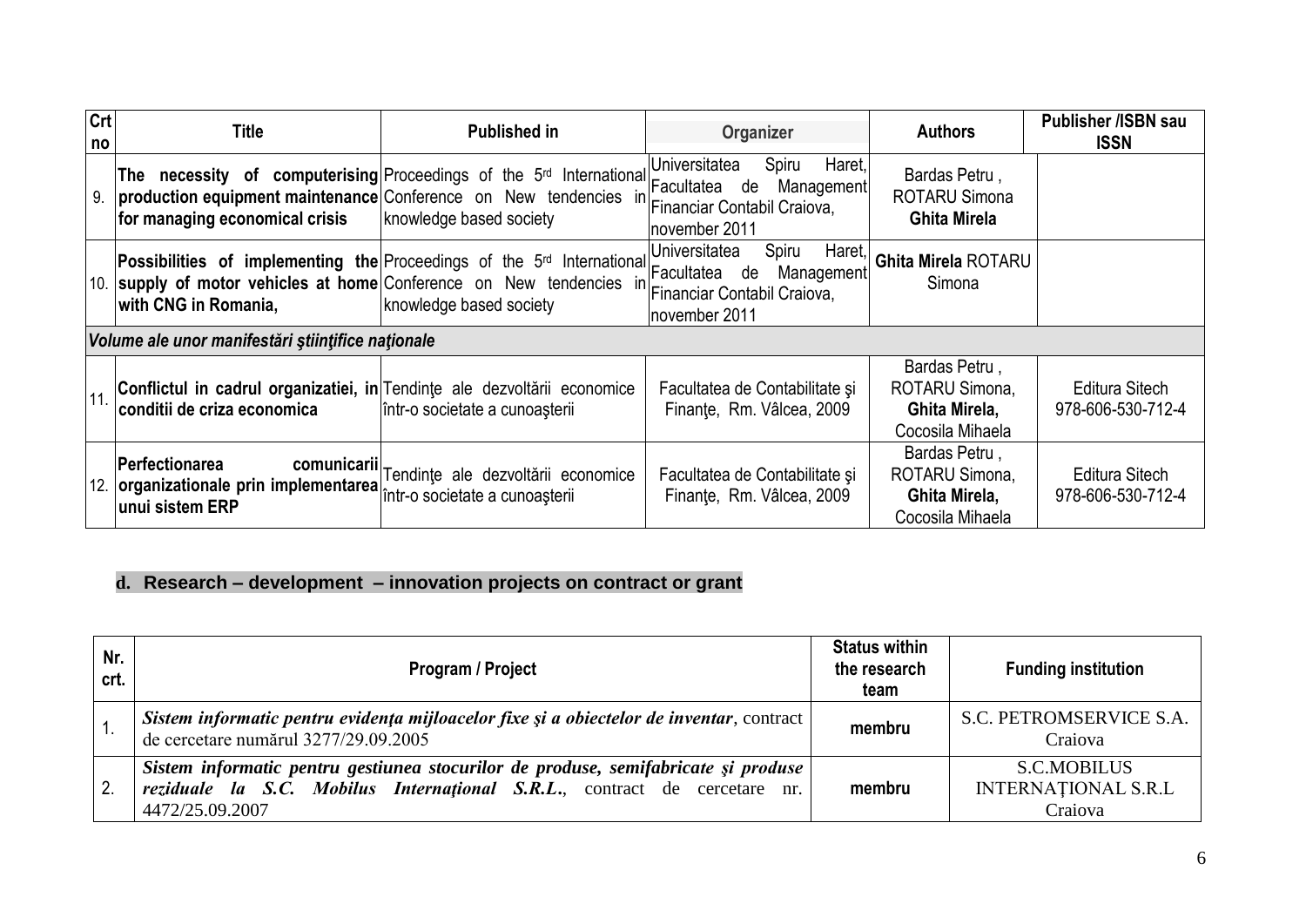| Crt no | Title | Published in | Organizer | Authors | Publisher /ISBN sau ISSN |
|---|---|---|---|---|---|
| 9. | **The necessity of computerising production equipment maintenance for managing economical crisis** | Proceedings of the 5rd International Conference on New tendencies in knowledge based society | Universitatea Spiru Haret, Facultatea de Management Financiar Contabil Craiova, november 2011 | Bardas Petru , ROTARU Simona **Ghita Mirela** | |
| 10. | **Possibilities of implementing the supply of motor vehicles at home with CNG in Romania,** | Proceedings of the 5rd International Conference on New tendencies in knowledge based society | Universitatea Spiru Haret, Facultatea de Management Financiar Contabil Craiova, november 2011 | **Ghita Mirela** ROTARU Simona | |
| ***Volume ale unor manifestări ştiinţifice naţionale*** | | | | | |
| 11. | **Conflictul in cadrul organizatiei, in conditii de criza economica** | Tendinţe ale dezvoltării economice într-o societate a cunoaşterii | Facultatea de Contabilitate şi Finanţe, Rm. Vâlcea, 2009 | Bardas Petru , ROTARU Simona, **Ghita Mirela,** Cocosila Mihaela | Editura Sitech 978-606-530-712-4 |
| 12. | **Perfectionarea comunicarii organizationale prin implementarea unui sistem ERP** | Tendinţe ale dezvoltării economice într-o societate a cunoaşterii | Facultatea de Contabilitate şi Finanţe, Rm. Vâlcea, 2009 | Bardas Petru , ROTARU Simona, **Ghita Mirela,** Cocosila Mihaela | Editura Sitech 978-606-530-712-4 |

## d. Research – development – innovation projects on contract or grant

| Nr. crt. | Program / Project | Status within the research team | Funding institution |
|---|---|---|---|
| 1. | ***Sistem informatic pentru evidenţa mijloacelor fixe şi a obiectelor de inventar***, contract de cercetare numărul 3277/29.09.2005 | **membru** | S.C. PETROMSERVICE S.A. Craiova |
| 2. | ***Sistem informatic pentru gestiunea stocurilor de produse, semifabricate şi produse reziduale la S.C. Mobilus Internaţional S.R.L.***, contract de cercetare nr. 4472/25.09.2007 | **membru** | S.C.MOBILUS INTERNAŢIONAL S.R.L Craiova |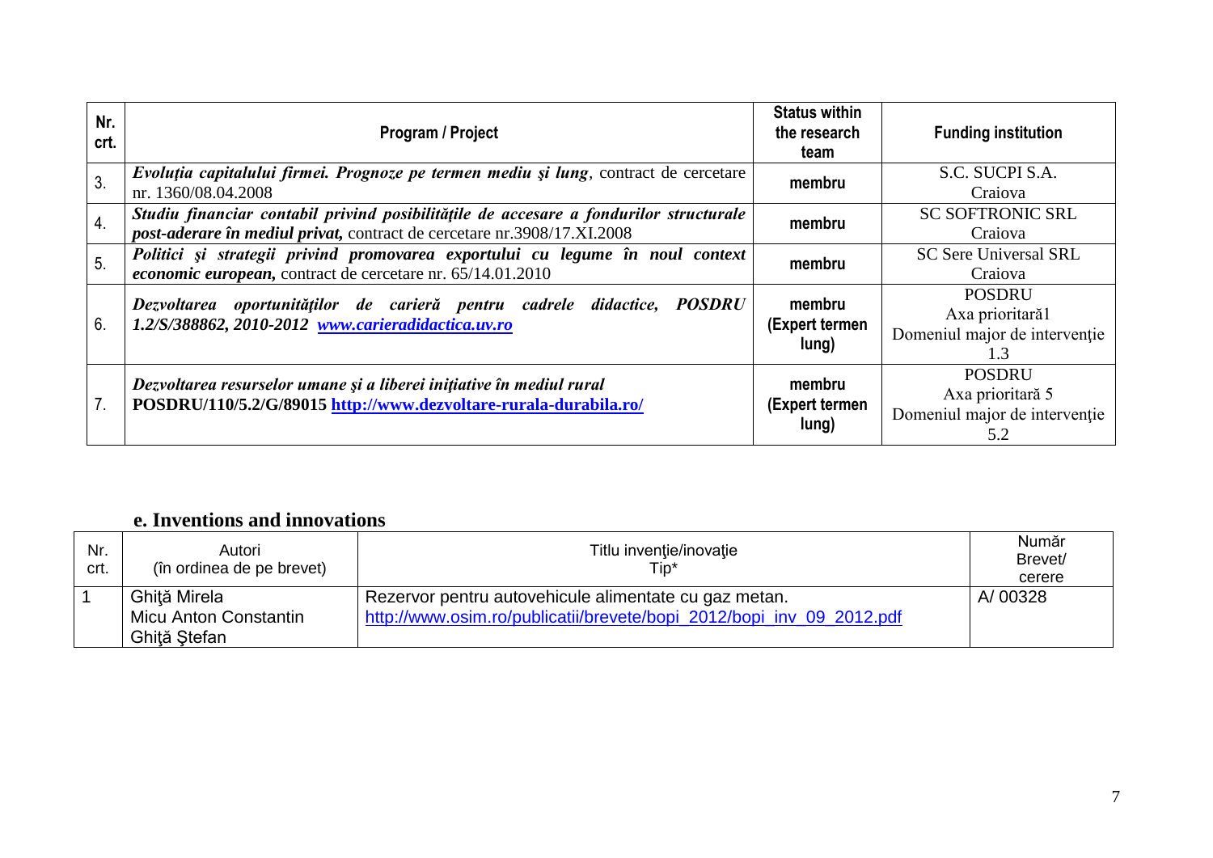| Nr. crt. | Program / Project | Status within the research team | Funding institution |
|---|---|---|---|
| 3. | ***Evoluția capitalului firmei. Prognoze pe termen mediu şi lung***, contract de cercetare nr. 1360/08.04.2008 | **membru** | S.C. SUCPI S.A. Craiova |
| 4. | ***Studiu financiar contabil privind posibilitățile de accesare a fondurilor structurale post-aderare în mediul privat,*** contract de cercetare nr.3908/17.XI.2008 | **membru** | SC SOFTRONIC SRL Craiova |
| 5. | ***Politici şi strategii privind promovarea exportului cu legume în noul context economic european,*** contract de cercetare nr. 65/14.01.2010 | **membru** | SC Sere Universal SRL Craiova |
| 6. | ***Dezvoltarea oportunităților de carieră pentru cadrele didactice, POSDRU 1.2/S/388862, 2010-2012 [www.carieradidactica.uv.ro](www.carieradidactica.uv.ro)*** | **membru (Expert termen lung)** | POSDRU Axa prioritară1 Domeniul major de intervenție 1.3 |
| 7. | ***Dezvoltarea resurselor umane şi a liberei inițiative în mediul rural*** **POSDRU/110/5.2/G/89015 [http://www.dezvoltare-rurala-durabila.ro/](http://www.dezvoltare-rurala-durabila.ro/)** | **membru (Expert termen lung)** | POSDRU Axa prioritară 5 Domeniul major de intervenție 5.2 |

## e. Inventions and innovations

| Nr. crt. | Autori (în ordinea de pe brevet) | Titlu invenţie/inovaţie Tip* | Număr Brevet/ cerere |
|---|---|---|---|
| 1 | Ghiţă Mirela Micu Anton Constantin Ghiţă Ştefan | Rezervor pentru autovehicule alimentate cu gaz metan. [http://www.osim.ro/publicatii/brevete/bopi_2012/bopi_inv_09_2012.pdf](http://www.osim.ro/publicatii/brevete/bopi_2012/bopi_inv_09_2012.pdf) | A/ 00328 |